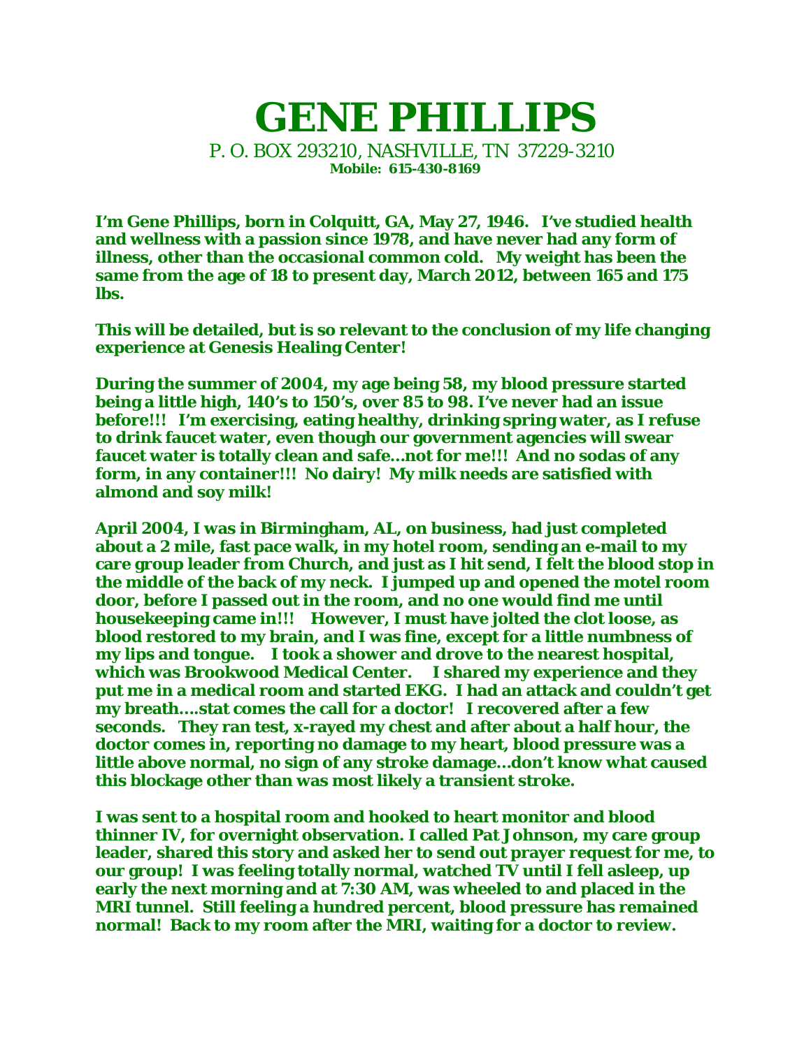# GENE PHILLIPS

P. O. BOX 293210, NASHVILLE, TN 37229-3210
**Mobile: 615-430-8169**

**I'm Gene Phillips, born in Colquitt, GA, May 27, 1946. I've studied health and wellness with a passion since 1978, and have never had any form of illness, other than the occasional common cold. My weight has been the same from the age of 18 to present day, March 2012, between 165 and 175 lbs.**

**This will be detailed, but is so relevant to the conclusion of my life changing experience at Genesis Healing Center!**

**During the summer of 2004, my age being 58, my blood pressure started being a little high, 140's to 150's, over 85 to 98. I've never had an issue before!!! I'm exercising, eating healthy, drinking spring water, as I refuse to drink faucet water, even though our government agencies will swear faucet water is totally clean and safe…not for me!!! And no sodas of any form, in any container!!! No dairy! My milk needs are satisfied with almond and soy milk!**

**April 2004, I was in Birmingham, AL, on business, had just completed about a 2 mile, fast pace walk, in my hotel room, sending an e-mail to my care group leader from Church, and just as I hit send, I felt the blood stop in the middle of the back of my neck. I jumped up and opened the motel room door, before I passed out in the room, and no one would find me until housekeeping came in!!! However, I must have jolted the clot loose, as blood restored to my brain, and I was fine, except for a little numbness of my lips and tongue. I took a shower and drove to the nearest hospital, which was Brookwood Medical Center. I shared my experience and they put me in a medical room and started EKG. I had an attack and couldn't get my breath….stat comes the call for a doctor! I recovered after a few seconds. They ran test, x-rayed my chest and after about a half hour, the doctor comes in, reporting no damage to my heart, blood pressure was a little above normal, no sign of any stroke damage…don't know what caused this blockage other than was most likely a transient stroke.**

**I was sent to a hospital room and hooked to heart monitor and blood thinner IV, for overnight observation. I called Pat Johnson, my care group leader, shared this story and asked her to send out prayer request for me, to our group! I was feeling totally normal, watched TV until I fell asleep, up early the next morning and at 7:30 AM, was wheeled to and placed in the MRI tunnel. Still feeling a hundred percent, blood pressure has remained normal! Back to my room after the MRI, waiting for a doctor to review.**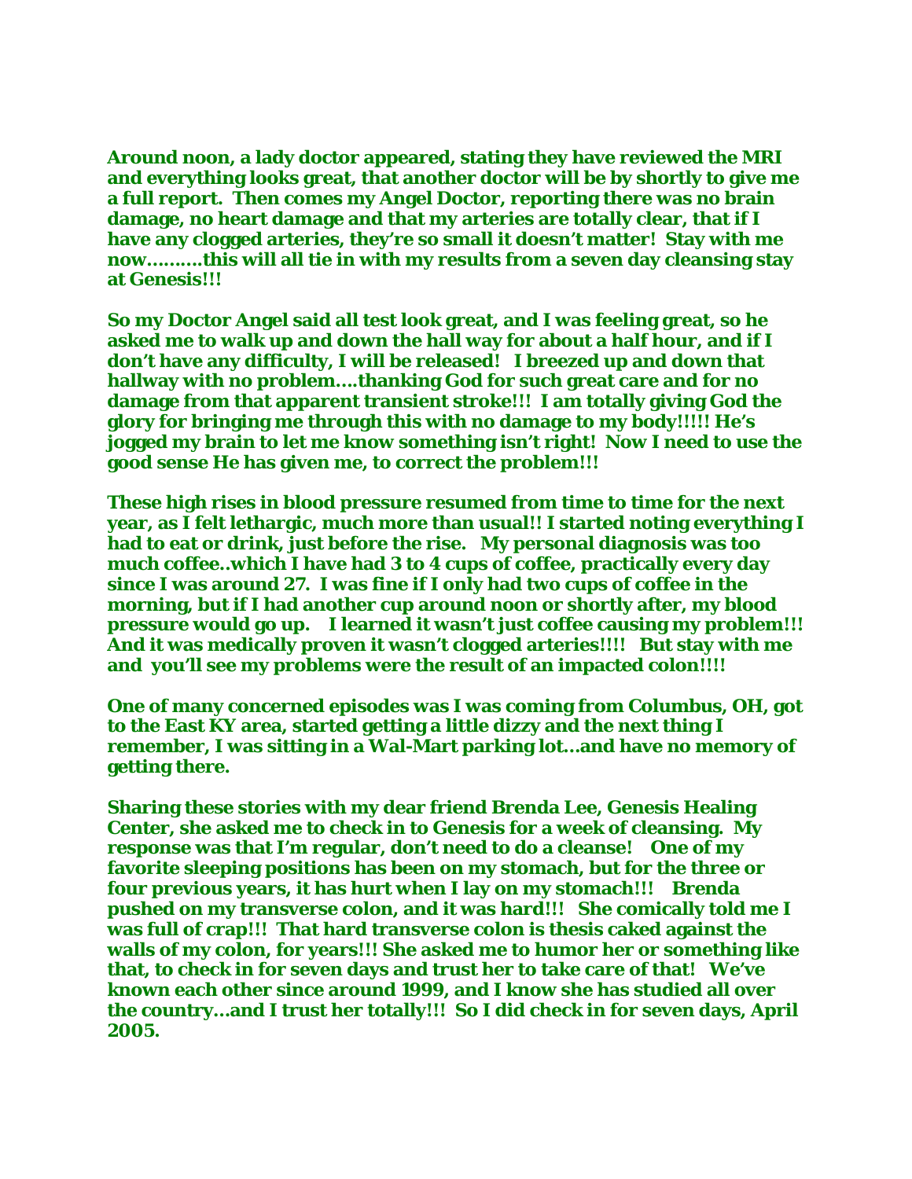**Around noon, a lady doctor appeared, stating they have reviewed the MRI and everything looks great, that another doctor will be by shortly to give me a full report. Then comes my Angel Doctor, reporting there was no brain damage, no heart damage and that my arteries are totally clear, that if I have any clogged arteries, they're so small it doesn't matter! Stay with me now……….this will all tie in with my results from a seven day cleansing stay at Genesis!!!**

**So my Doctor Angel said all test look great, and I was feeling great, so he asked me to walk up and down the hall way for about a half hour, and if I don't have any difficulty, I will be released! I breezed up and down that hallway with no problem….thanking God for such great care and for no damage from that apparent transient stroke!!! I am totally giving God the glory for bringing me through this with no damage to my body!!!!! He's jogged my brain to let me know something isn't right! Now I need to use the good sense He has given me, to correct the problem!!!**

**These high rises in blood pressure resumed from time to time for the next year, as I felt lethargic, much more than usual!! I started noting everything I had to eat or drink, just before the rise. My personal diagnosis was too much coffee..which I have had 3 to 4 cups of coffee, practically every day since I was around 27. I was fine if I only had two cups of coffee in the morning, but if I had another cup around noon or shortly after, my blood pressure would go up. I learned it wasn't just coffee causing my problem!!! And it was medically proven it wasn't clogged arteries!!!! But stay with me and you'll see my problems were the result of an impacted colon!!!!**

**One of many concerned episodes was I was coming from Columbus, OH, got to the East KY area, started getting a little dizzy and the next thing I remember, I was sitting in a Wal-Mart parking lot…and have no memory of getting there.**

**Sharing these stories with my dear friend Brenda Lee, Genesis Healing Center, she asked me to check in to Genesis for a week of cleansing. My response was that I'm regular, don't need to do a cleanse! One of my favorite sleeping positions has been on my stomach, but for the three or four previous years, it has hurt when I lay on my stomach!!! Brenda pushed on my transverse colon, and it was hard!!! She comically told me I was full of crap!!! That hard transverse colon is thesis caked against the walls of my colon, for years!!! She asked me to humor her or something like that, to check in for seven days and trust her to take care of that! We've known each other since around 1999, and I know she has studied all over the country…and I trust her totally!!! So I did check in for seven days, April 2005.**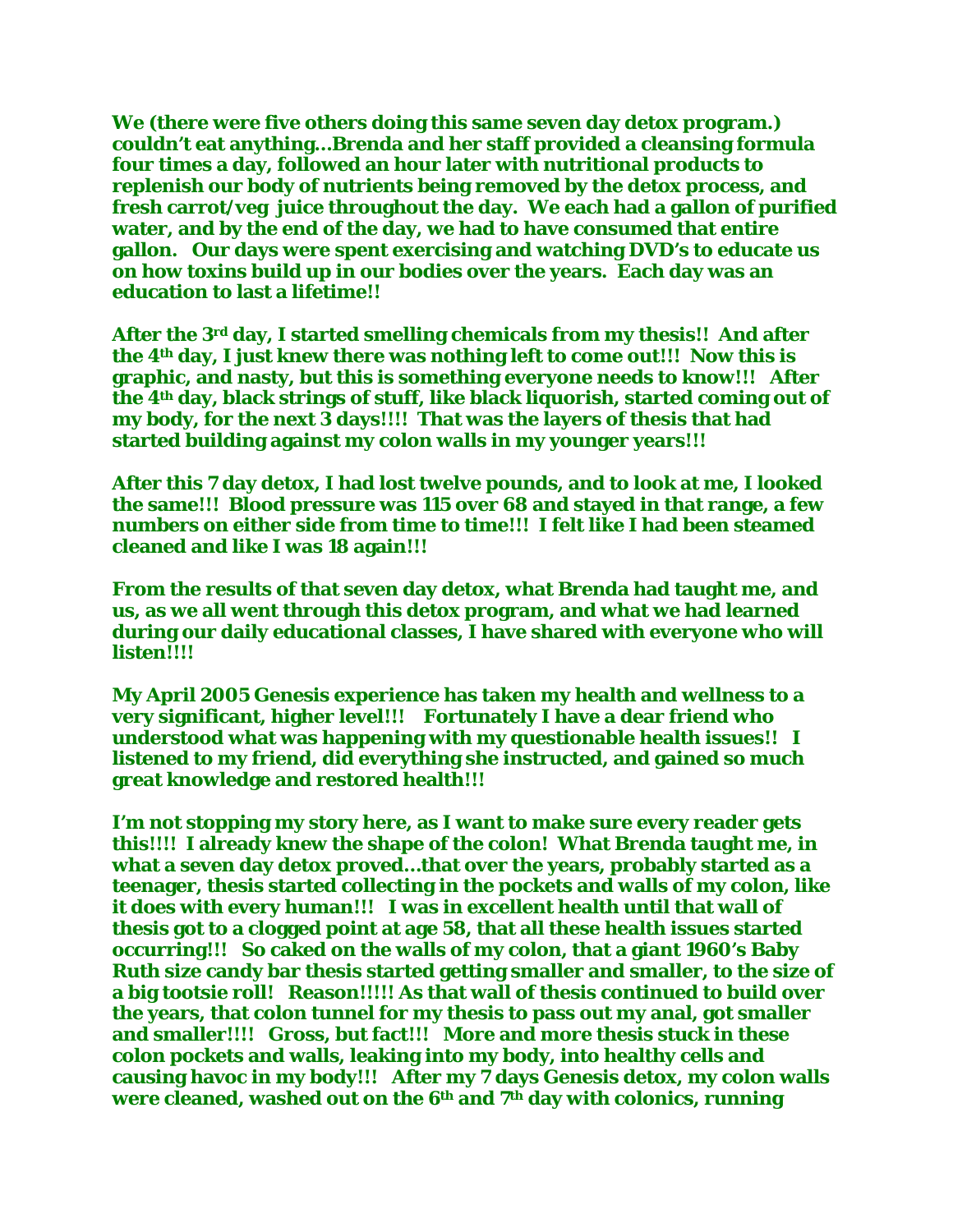**We (there were five others doing this same seven day detox program.) couldn't eat anything…Brenda and her staff provided a cleansing formula four times a day, followed an hour later with nutritional products to replenish our body of nutrients being removed by the detox process, and fresh carrot/veg juice throughout the day. We each had a gallon of purified water, and by the end of the day, we had to have consumed that entire gallon. Our days were spent exercising and watching DVD's to educate us on how toxins build up in our bodies over the years. Each day was an education to last a lifetime!!**

**After the 3rd day, I started smelling chemicals from my thesis!! And after the 4th day, I just knew there was nothing left to come out!!! Now this is graphic, and nasty, but this is something everyone needs to know!!! After the 4th day, black strings of stuff, like black liquorish, started coming out of my body, for the next 3 days!!!! That was the layers of thesis that had started building against my colon walls in my younger years!!!**

**After this 7 day detox, I had lost twelve pounds, and to look at me, I looked the same!!! Blood pressure was 115 over 68 and stayed in that range, a few numbers on either side from time to time!!! I felt like I had been steamed cleaned and like I was 18 again!!!**

**From the results of that seven day detox, what Brenda had taught me, and us, as we all went through this detox program, and what we had learned during our daily educational classes, I have shared with everyone who will listen!!!!**

**My April 2005 Genesis experience has taken my health and wellness to a very significant, higher level!!! Fortunately I have a dear friend who understood what was happening with my questionable health issues!! I listened to my friend, did everything she instructed, and gained so much great knowledge and restored health!!!**

**I'm not stopping my story here, as I want to make sure every reader gets this!!!! I already knew the shape of the colon! What Brenda taught me, in what a seven day detox proved…that over the years, probably started as a teenager, thesis started collecting in the pockets and walls of my colon, like it does with every human!!! I was in excellent health until that wall of thesis got to a clogged point at age 58, that all these health issues started occurring!!! So caked on the walls of my colon, that a giant 1960's Baby Ruth size candy bar thesis started getting smaller and smaller, to the size of a big tootsie roll! Reason!!!!! As that wall of thesis continued to build over the years, that colon tunnel for my thesis to pass out my anal, got smaller and smaller!!!! Gross, but fact!!! More and more thesis stuck in these colon pockets and walls, leaking into my body, into healthy cells and causing havoc in my body!!! After my 7 days Genesis detox, my colon walls were cleaned, washed out on the 6th and 7th day with colonics, running**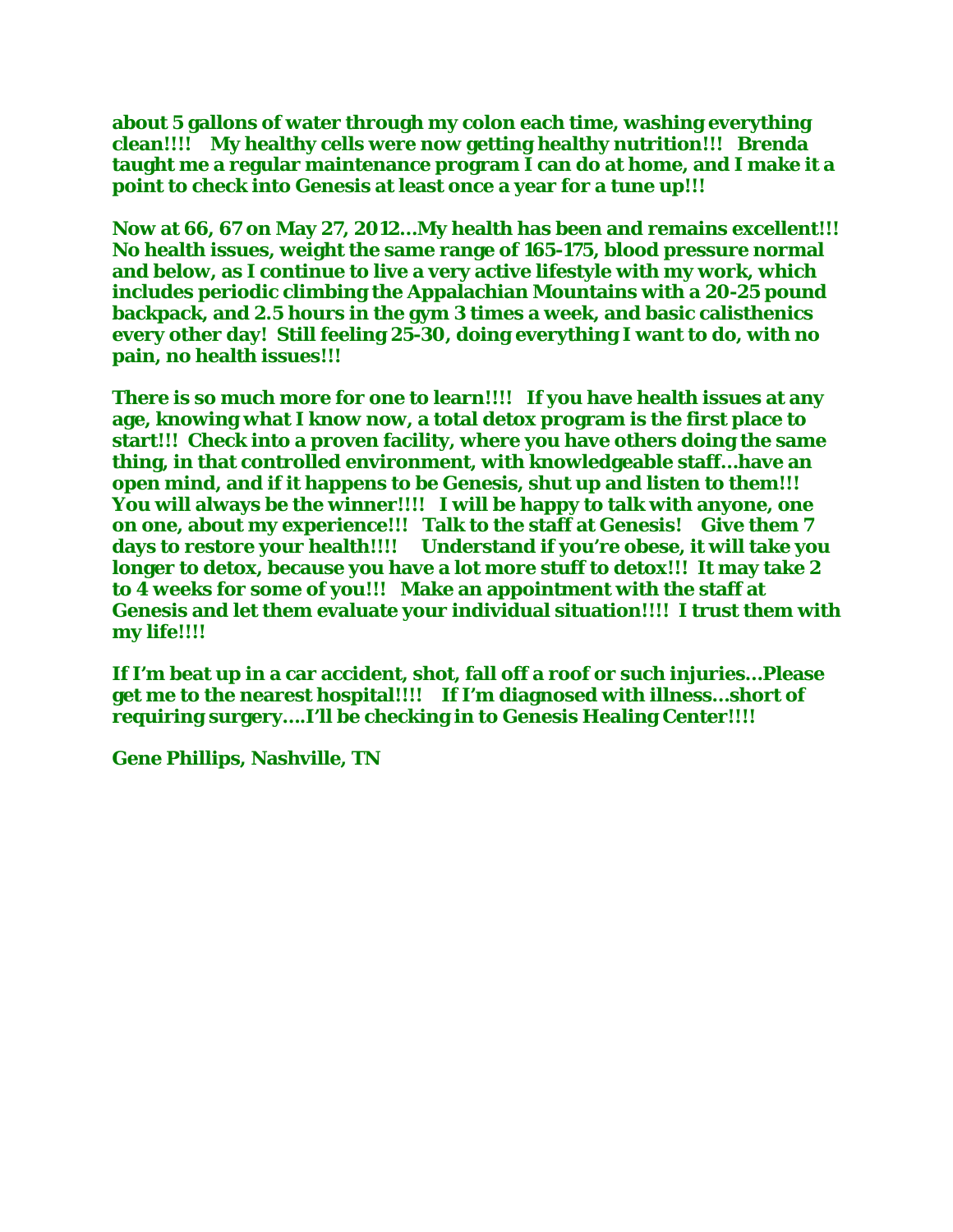**about 5 gallons of water through my colon each time, washing everything clean!!!! My healthy cells were now getting healthy nutrition!!! Brenda taught me a regular maintenance program I can do at home, and I make it a point to check into Genesis at least once a year for a tune up!!!**

**Now at 66, 67 on May 27, 2012…My health has been and remains excellent!!! No health issues, weight the same range of 165-175, blood pressure normal and below, as I continue to live a very active lifestyle with my work, which includes periodic climbing the Appalachian Mountains with a 20-25 pound backpack, and 2.5 hours in the gym 3 times a week, and basic calisthenics every other day! Still feeling 25-30, doing everything I want to do, with no pain, no health issues!!!**

**There is so much more for one to learn!!!! If you have health issues at any age, knowing what I know now, a total detox program is the first place to start!!! Check into a proven facility, where you have others doing the same thing, in that controlled environment, with knowledgeable staff…have an open mind, and if it happens to be Genesis, shut up and listen to them!!! You will always be the winner!!!! I will be happy to talk with anyone, one on one, about my experience!!! Talk to the staff at Genesis! Give them 7 days to restore your health!!!! Understand if you're obese, it will take you longer to detox, because you have a lot more stuff to detox!!! It may take 2 to 4 weeks for some of you!!! Make an appointment with the staff at Genesis and let them evaluate your individual situation!!!! I trust them with my life!!!!**

**If I'm beat up in a car accident, shot, fall off a roof or such injuries…Please get me to the nearest hospital!!!! If I'm diagnosed with illness…short of requiring surgery….I'll be checking in to Genesis Healing Center!!!!**

**Gene Phillips, Nashville, TN**